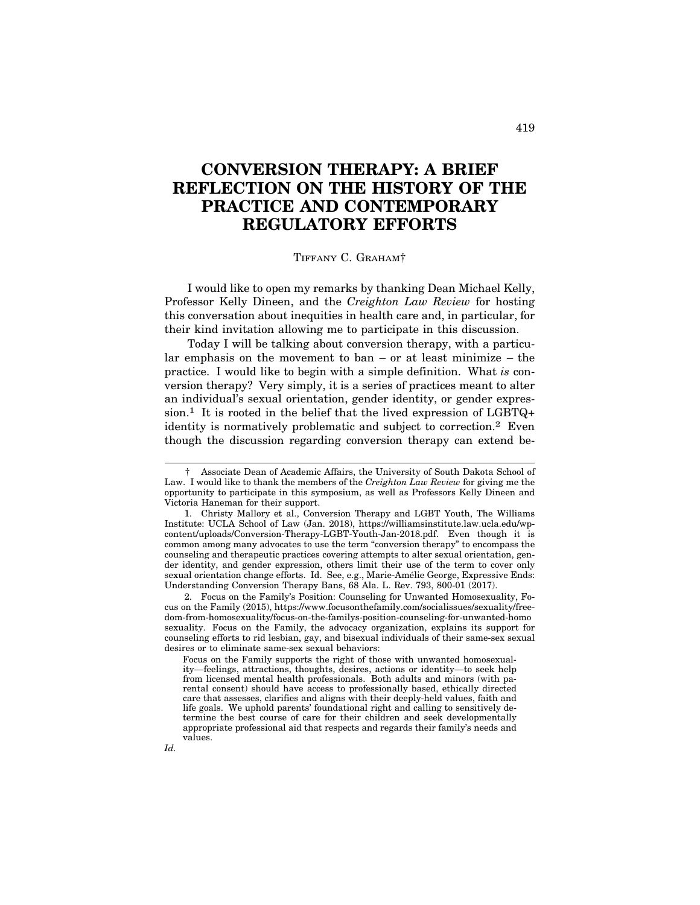# CONVERSION THERAPY: A BRIEF REFLECTION ON THE HISTORY OF THE PRACTICE AND CONTEMPORARY REGULATORY EFFORTS

Tiffany C. Graham†

I would like to open my remarks by thanking Dean Michael Kelly, Professor Kelly Dineen, and the *Creighton Law Review* for hosting this conversation about inequities in health care and, in particular, for their kind invitation allowing me to participate in this discussion.

Today I will be talking about conversion therapy, with a particular emphasis on the movement to ban – or at least minimize – the practice. I would like to begin with a simple definition. What *is* conversion therapy? Very simply, it is a series of practices meant to alter an individual's sexual orientation, gender identity, or gender expression.[1] It is rooted in the belief that the lived expression of LGBTQ+ identity is normatively problematic and subject to correction.[2] Even though the discussion regarding conversion therapy can extend be-

---

† Associate Dean of Academic Affairs, the University of South Dakota School of Law. I would like to thank the members of the *Creighton Law Review* for giving me the opportunity to participate in this symposium, as well as Professors Kelly Dineen and Victoria Haneman for their support.

1. Christy Mallory et al., Conversion Therapy and LGBT Youth, The Williams Institute: UCLA School of Law (Jan. 2018), https://williamsinstitute.law.ucla.edu/wp-content/uploads/Conversion-Therapy-LGBT-Youth-Jan-2018.pdf. Even though it is common among many advocates to use the term "conversion therapy" to encompass the counseling and therapeutic practices covering attempts to alter sexual orientation, gender identity, and gender expression, others limit their use of the term to cover only sexual orientation change efforts. Id. See, e.g., Marie-Amélie George, Expressive Ends: Understanding Conversion Therapy Bans, 68 Ala. L. Rev. 793, 800-01 (2017).

2. Focus on the Family's Position: Counseling for Unwanted Homosexuality, Focus on the Family (2015), https://www.focusonthefamily.com/socialissues/sexuality/freedom-from-homosexuality/focus-on-the-familys-position-counseling-for-unwanted-homosexuality. Focus on the Family, the advocacy organization, explains its support for counseling efforts to rid lesbian, gay, and bisexual individuals of their same-sex sexual desires or to eliminate same-sex sexual behaviors:

> Focus on the Family supports the right of those with unwanted homosexuality—feelings, attractions, thoughts, desires, actions or identity—to seek help from licensed mental health professionals. Both adults and minors (with parental consent) should have access to professionally based, ethically directed care that assesses, clarifies and aligns with their deeply-held values, faith and life goals. We uphold parents' foundational right and calling to sensitively determine the best course of care for their children and seek developmentally appropriate professional aid that respects and regards their family's needs and values.

*Id.*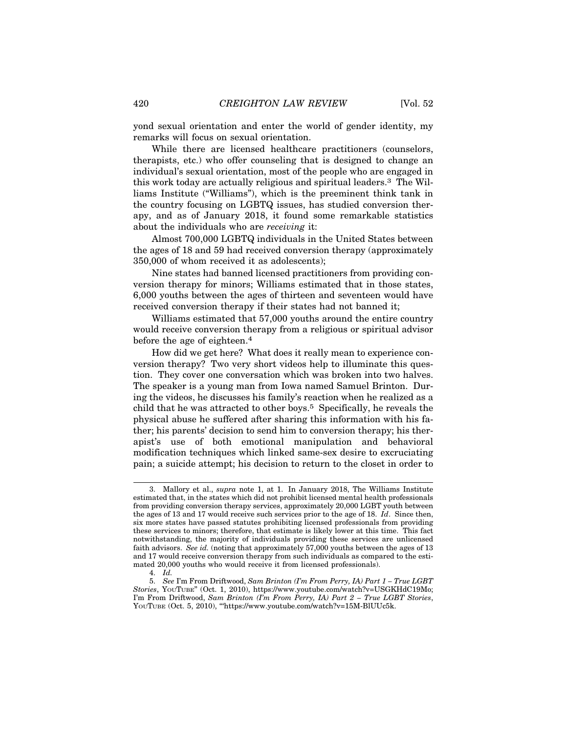yond sexual orientation and enter the world of gender identity, my remarks will focus on sexual orientation.

While there are licensed healthcare practitioners (counselors, therapists, etc.) who offer counseling that is designed to change an individual's sexual orientation, most of the people who are engaged in this work today are actually religious and spiritual leaders.[3] The Williams Institute ("Williams"), which is the preeminent think tank in the country focusing on LGBTQ issues, has studied conversion therapy, and as of January 2018, it found some remarkable statistics about the individuals who are *receiving* it:

Almost 700,000 LGBTQ individuals in the United States between the ages of 18 and 59 had received conversion therapy (approximately 350,000 of whom received it as adolescents);

Nine states had banned licensed practitioners from providing conversion therapy for minors; Williams estimated that in those states, 6,000 youths between the ages of thirteen and seventeen would have received conversion therapy if their states had not banned it;

Williams estimated that 57,000 youths around the entire country would receive conversion therapy from a religious or spiritual advisor before the age of eighteen.[4]

How did we get here? What does it really mean to experience conversion therapy? Two very short videos help to illuminate this question. They cover one conversation which was broken into two halves. The speaker is a young man from Iowa named Samuel Brinton. During the videos, he discusses his family's reaction when he realized as a child that he was attracted to other boys.[5] Specifically, he reveals the physical abuse he suffered after sharing this information with his father; his parents' decision to send him to conversion therapy; his therapist's use of both emotional manipulation and behavioral modification techniques which linked same-sex desire to excruciating pain; a suicide attempt; his decision to return to the closet in order to

---

3. Mallory et al., *supra* note 1, at 1. In January 2018, The Williams Institute estimated that, in the states which did not prohibit licensed mental health professionals from providing conversion therapy services, approximately 20,000 LGBT youth between the ages of 13 and 17 would receive such services prior to the age of 18. *Id*. Since then, six more states have passed statutes prohibiting licensed professionals from providing these services to minors; therefore, that estimate is likely lower at this time. This fact notwithstanding, the majority of individuals providing these services are unlicensed faith advisors. *See id.* (noting that approximately 57,000 youths between the ages of 13 and 17 would receive conversion therapy from such individuals as compared to the estimated 20,000 youths who would receive it from licensed professionals).

4. *Id.*

5. *See* I'm From Driftwood, *Sam Brinton (I'm From Perry, IA) Part 1 – True LGBT Stories*, YOUTUBE" (Oct. 1, 2010), https://www.youtube.com/watch?v=USGKHdC19Mo; I'm From Driftwood, *Sam Brinton (I'm From Perry, IA) Part 2 – True LGBT Stories*, YOUTUBE (Oct. 5, 2010), "'https://www.youtube.com/watch?v=15M-BlUUc5k.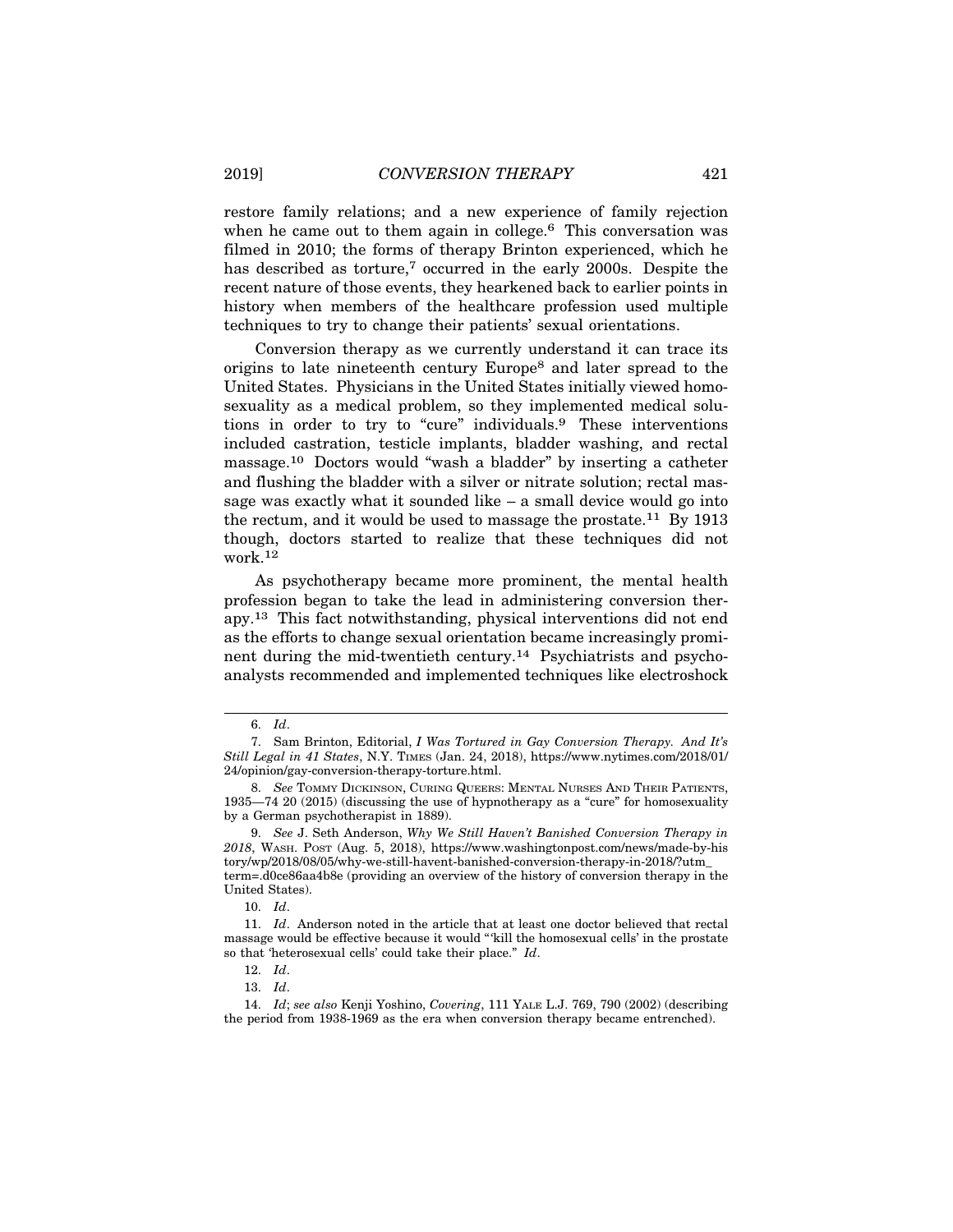restore family relations; and a new experience of family rejection when he came out to them again in college.[6] This conversation was filmed in 2010; the forms of therapy Brinton experienced, which he has described as torture,[7] occurred in the early 2000s. Despite the recent nature of those events, they hearkened back to earlier points in history when members of the healthcare profession used multiple techniques to try to change their patients' sexual orientations.

Conversion therapy as we currently understand it can trace its origins to late nineteenth century Europe[8] and later spread to the United States. Physicians in the United States initially viewed homosexuality as a medical problem, so they implemented medical solutions in order to try to "cure" individuals.[9] These interventions included castration, testicle implants, bladder washing, and rectal massage.[10] Doctors would "wash a bladder" by inserting a catheter and flushing the bladder with a silver or nitrate solution; rectal massage was exactly what it sounded like – a small device would go into the rectum, and it would be used to massage the prostate.[11] By 1913 though, doctors started to realize that these techniques did not work.[12]

As psychotherapy became more prominent, the mental health profession began to take the lead in administering conversion therapy.[13] This fact notwithstanding, physical interventions did not end as the efforts to change sexual orientation became increasingly prominent during the mid-twentieth century.[14] Psychiatrists and psychoanalysts recommended and implemented techniques like electroshock

---

6. *Id*.

7. Sam Brinton, Editorial, *I Was Tortured in Gay Conversion Therapy. And It's Still Legal in 41 States*, N.Y. TIMES (Jan. 24, 2018), https://www.nytimes.com/2018/01/24/opinion/gay-conversion-therapy-torture.html.

8. *See* TOMMY DICKINSON, CURING QUEERS: MENTAL NURSES AND THEIR PATIENTS, 1935—74 20 (2015) (discussing the use of hypnotherapy as a "cure" for homosexuality by a German psychotherapist in 1889).

9. *See* J. Seth Anderson, *Why We Still Haven't Banished Conversion Therapy in 2018*, WASH. POST (Aug. 5, 2018), https://www.washingtonpost.com/news/made-by-history/wp/2018/08/05/why-we-still-havent-banished-conversion-therapy-in-2018/?utm_term=.d0ce86aa4b8e (providing an overview of the history of conversion therapy in the United States).

10. *Id*.

11. *Id*. Anderson noted in the article that at least one doctor believed that rectal massage would be effective because it would "'kill the homosexual cells' in the prostate so that 'heterosexual cells' could take their place." *Id*.

12. *Id*.

13. *Id*.

14. *Id*; *see also* Kenji Yoshino, *Covering*, 111 YALE L.J. 769, 790 (2002) (describing the period from 1938-1969 as the era when conversion therapy became entrenched).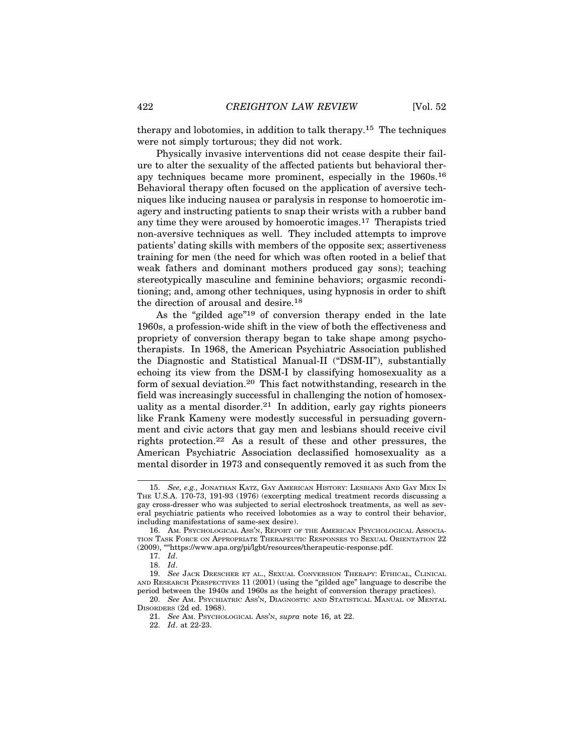therapy and lobotomies, in addition to talk therapy.[15] The techniques were not simply torturous; they did not work.

Physically invasive interventions did not cease despite their failure to alter the sexuality of the affected patients but behavioral therapy techniques became more prominent, especially in the 1960s.[16] Behavioral therapy often focused on the application of aversive techniques like inducing nausea or paralysis in response to homoerotic imagery and instructing patients to snap their wrists with a rubber band any time they were aroused by homoerotic images.[17] Therapists tried non-aversive techniques as well. They included attempts to improve patients' dating skills with members of the opposite sex; assertiveness training for men (the need for which was often rooted in a belief that weak fathers and dominant mothers produced gay sons); teaching stereotypically masculine and feminine behaviors; orgasmic reconditioning; and, among other techniques, using hypnosis in order to shift the direction of arousal and desire.[18]

As the "gilded age"[19] of conversion therapy ended in the late 1960s, a profession-wide shift in the view of both the effectiveness and propriety of conversion therapy began to take shape among psychotherapists. In 1968, the American Psychiatric Association published the Diagnostic and Statistical Manual-II ("DSM-II"), substantially echoing its view from the DSM-I by classifying homosexuality as a form of sexual deviation.[20] This fact notwithstanding, research in the field was increasingly successful in challenging the notion of homosexuality as a mental disorder.[21] In addition, early gay rights pioneers like Frank Kameny were modestly successful in persuading government and civic actors that gay men and lesbians should receive civil rights protection.[22] As a result of these and other pressures, the American Psychiatric Association declassified homosexuality as a mental disorder in 1973 and consequently removed it as such from the

---

15. *See, e.g.,* JONATHAN KATZ, GAY AMERICAN HISTORY: LESBIANS AND GAY MEN IN THE U.S.A. 170-73, 191-93 (1976) (excerpting medical treatment records discussing a gay cross-dresser who was subjected to serial electroshock treatments, as well as several psychiatric patients who received lobotomies as a way to control their behavior, including manifestations of same-sex desire).

16. AM. PSYCHOLOGICAL ASS'N, REPORT OF THE AMERICAN PSYCHOLOGICAL ASSOCIATION TASK FORCE ON APPROPRIATE THERAPEUTIC RESPONSES TO SEXUAL ORIENTATION 22 (2009), ""https://www.apa.org/pi/lgbt/resources/therapeutic-response.pdf.

17. *Id*.

18. *Id*.

19. *See* JACK DRESCHER ET AL., SEXUAL CONVERSION THERAPY: ETHICAL, CLINICAL AND RESEARCH PERSPECTIVES 11 (2001) (using the "gilded age" language to describe the period between the 1940s and 1960s as the height of conversion therapy practices).

20. *See* AM. PSYCHIATRIC ASS'N, DIAGNOSTIC AND STATISTICAL MANUAL OF MENTAL DISORDERS (2d ed. 1968).

21. *See* AM. PSYCHOLOGICAL ASS'N, *supra* note 16, at 22.

22. *Id*. at 22-23.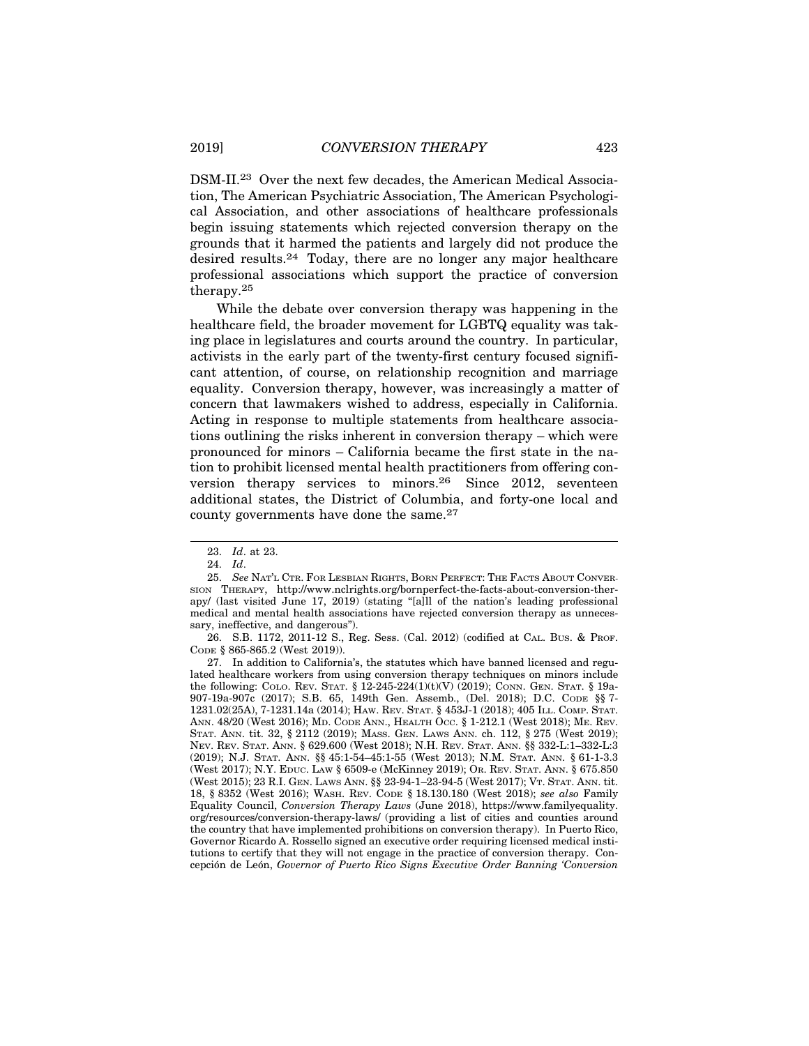DSM-II.[23] Over the next few decades, the American Medical Association, The American Psychiatric Association, The American Psychological Association, and other associations of healthcare professionals begin issuing statements which rejected conversion therapy on the grounds that it harmed the patients and largely did not produce the desired results.[24] Today, there are no longer any major healthcare professional associations which support the practice of conversion therapy.[25]

While the debate over conversion therapy was happening in the healthcare field, the broader movement for LGBTQ equality was taking place in legislatures and courts around the country. In particular, activists in the early part of the twenty-first century focused significant attention, of course, on relationship recognition and marriage equality. Conversion therapy, however, was increasingly a matter of concern that lawmakers wished to address, especially in California. Acting in response to multiple statements from healthcare associations outlining the risks inherent in conversion therapy – which were pronounced for minors – California became the first state in the nation to prohibit licensed mental health practitioners from offering conversion therapy services to minors.[26] Since 2012, seventeen additional states, the District of Columbia, and forty-one local and county governments have done the same.[27]

---

23. *Id*. at 23.

24. *Id*.

25. *See* NAT'L CTR. FOR LESBIAN RIGHTS, BORN PERFECT: THE FACTS ABOUT CONVERSION THERAPY, http://www.nclrights.org/bornperfect-the-facts-about-conversion-therapy/ (last visited June 17, 2019) (stating "[a]ll of the nation's leading professional medical and mental health associations have rejected conversion therapy as unnecessary, ineffective, and dangerous").

26. S.B. 1172, 2011-12 S., Reg. Sess. (Cal. 2012) (codified at CAL. BUS. & PROF. CODE § 865-865.2 (West 2019)).

27. In addition to California's, the statutes which have banned licensed and regulated healthcare workers from using conversion therapy techniques on minors include the following: COLO. REV. STAT. § 12-245-224(1)(t)(V) (2019); CONN. GEN. STAT. § 19a-907-19a-907c (2017); S.B. 65, 149th Gen. Assemb., (Del. 2018); D.C. CODE §§ 7-1231.02(25A), 7-1231.14a (2014); HAW. REV. STAT. § 453J-1 (2018); 405 ILL. COMP. STAT. ANN. 48/20 (West 2016); MD. CODE ANN., HEALTH OCC. § 1-212.1 (West 2018); ME. REV. STAT. ANN. tit. 32, § 2112 (2019); MASS. GEN. LAWS ANN. ch. 112, § 275 (West 2019); NEV. REV. STAT. ANN. § 629.600 (West 2018); N.H. REV. STAT. ANN. §§ 332-L:1–332-L:3 (2019); N.J. STAT. ANN. §§ 45:1-54–45:1-55 (West 2013); N.M. STAT. ANN. § 61-1-3.3 (West 2017); N.Y. EDUC. LAW § 6509-e (McKinney 2019); OR. REV. STAT. ANN. § 675.850 (West 2015); 23 R.I. GEN. LAWS ANN. §§ 23-94-1–23-94-5 (West 2017); VT. STAT. ANN. tit. 18, § 8352 (West 2016); WASH. REV. CODE § 18.130.180 (West 2018); *see also* Family Equality Council, *Conversion Therapy Laws* (June 2018), https://www.familyequality.org/resources/conversion-therapy-laws/ (providing a list of cities and counties around the country that have implemented prohibitions on conversion therapy). In Puerto Rico, Governor Ricardo A. Rossello signed an executive order requiring licensed medical institutions to certify that they will not engage in the practice of conversion therapy. Concepción de León, *Governor of Puerto Rico Signs Executive Order Banning 'Conversion*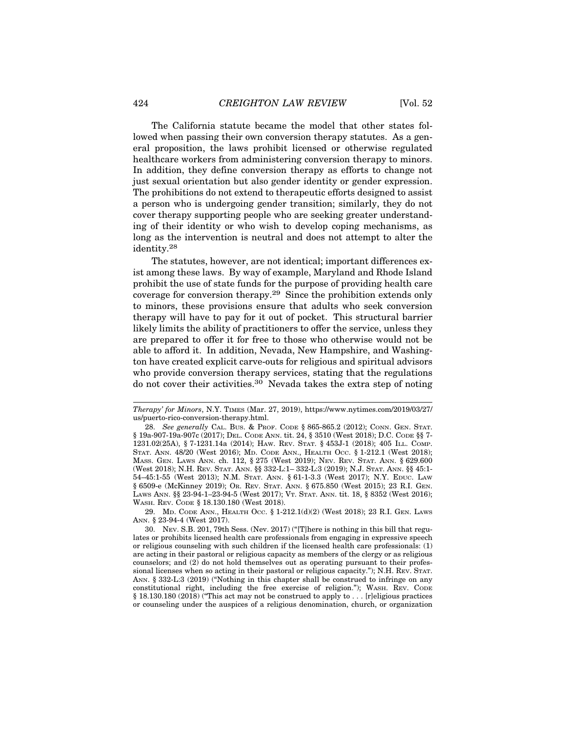The California statute became the model that other states followed when passing their own conversion therapy statutes. As a general proposition, the laws prohibit licensed or otherwise regulated healthcare workers from administering conversion therapy to minors. In addition, they define conversion therapy as efforts to change not just sexual orientation but also gender identity or gender expression. The prohibitions do not extend to therapeutic efforts designed to assist a person who is undergoing gender transition; similarly, they do not cover therapy supporting people who are seeking greater understanding of their identity or who wish to develop coping mechanisms, as long as the intervention is neutral and does not attempt to alter the identity.[28]

The statutes, however, are not identical; important differences exist among these laws. By way of example, Maryland and Rhode Island prohibit the use of state funds for the purpose of providing health care coverage for conversion therapy.[29] Since the prohibition extends only to minors, these provisions ensure that adults who seek conversion therapy will have to pay for it out of pocket. This structural barrier likely limits the ability of practitioners to offer the service, unless they are prepared to offer it for free to those who otherwise would not be able to afford it. In addition, Nevada, New Hampshire, and Washington have created explicit carve-outs for religious and spiritual advisors who provide conversion therapy services, stating that the regulations do not cover their activities.[30] Nevada takes the extra step of noting

---

*Therapy' for Minors*, N.Y. TIMES (Mar. 27, 2019), https://www.nytimes.com/2019/03/27/us/puerto-rico-conversion-therapy.html.

28. *See generally* CAL. BUS. & PROF. CODE § 865-865.2 (2012); CONN. GEN. STAT. § 19a-907-19a-907c (2017); DEL. CODE ANN. tit. 24, § 3510 (West 2018); D.C. CODE §§ 7-1231.02(25A), § 7-1231.14a (2014); HAW. REV. STAT. § 453J-1 (2018); 405 ILL. COMP. STAT. ANN. 48/20 (West 2016); MD. CODE ANN., HEALTH OCC. § 1-212.1 (West 2018); MASS. GEN. LAWS ANN. ch. 112, § 275 (West 2019); NEV. REV. STAT. ANN. § 629.600 (West 2018); N.H. REV. STAT. ANN. §§ 332-L:1– 332-L:3 (2019); N.J. STAT. ANN. §§ 45:1-54–45:1-55 (West 2013); N.M. STAT. ANN. § 61-1-3.3 (West 2017); N.Y. EDUC. LAW § 6509-e (McKinney 2019); OR. REV. STAT. ANN. § 675.850 (West 2015); 23 R.I. GEN. LAWS ANN. §§ 23-94-1–23-94-5 (West 2017); VT. STAT. ANN. tit. 18, § 8352 (West 2016); WASH. REV. CODE § 18.130.180 (West 2018).

29. MD. CODE ANN., HEALTH OCC. § 1-212.1(d)(2) (West 2018); 23 R.I. GEN. LAWS ANN. § 23-94-4 (West 2017).

30. NEV. S.B. 201, 79th Sess. (Nev. 2017) ("[T]here is nothing in this bill that regulates or prohibits licensed health care professionals from engaging in expressive speech or religious counseling with such children if the licensed health care professionals: (1) are acting in their pastoral or religious capacity as members of the clergy or as religious counselors; and (2) do not hold themselves out as operating pursuant to their professional licenses when so acting in their pastoral or religious capacity."); N.H. REV. STAT. ANN. § 332-L:3 (2019) ("Nothing in this chapter shall be construed to infringe on any constitutional right, including the free exercise of religion."); WASH. REV. CODE § 18.130.180 (2018) ("This act may not be construed to apply to . . . [r]eligious practices or counseling under the auspices of a religious denomination, church, or organization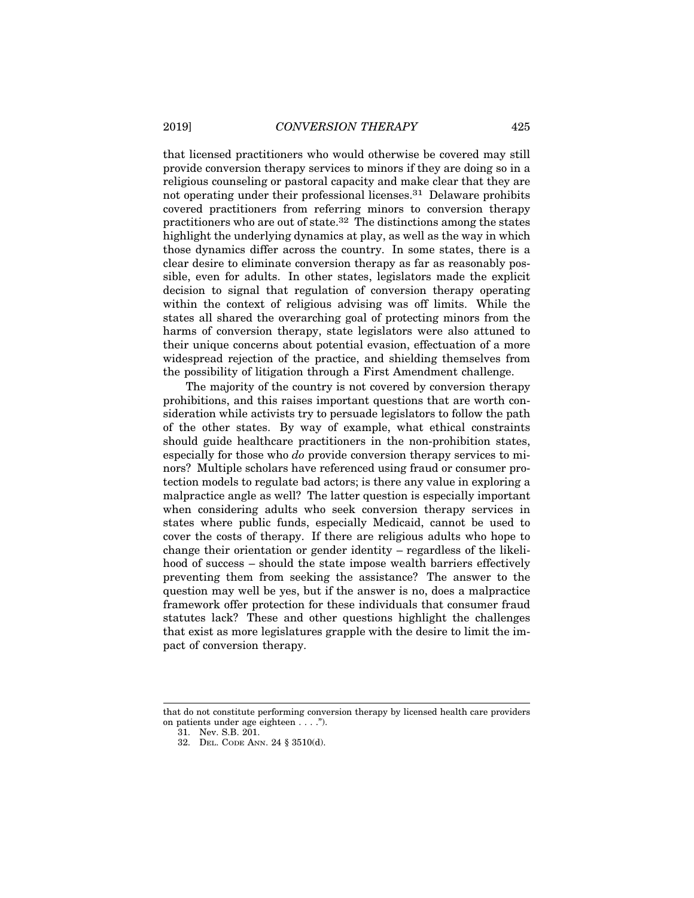that licensed practitioners who would otherwise be covered may still provide conversion therapy services to minors if they are doing so in a religious counseling or pastoral capacity and make clear that they are not operating under their professional licenses.[31] Delaware prohibits covered practitioners from referring minors to conversion therapy practitioners who are out of state.[32] The distinctions among the states highlight the underlying dynamics at play, as well as the way in which those dynamics differ across the country. In some states, there is a clear desire to eliminate conversion therapy as far as reasonably possible, even for adults. In other states, legislators made the explicit decision to signal that regulation of conversion therapy operating within the context of religious advising was off limits. While the states all shared the overarching goal of protecting minors from the harms of conversion therapy, state legislators were also attuned to their unique concerns about potential evasion, effectuation of a more widespread rejection of the practice, and shielding themselves from the possibility of litigation through a First Amendment challenge.

The majority of the country is not covered by conversion therapy prohibitions, and this raises important questions that are worth consideration while activists try to persuade legislators to follow the path of the other states. By way of example, what ethical constraints should guide healthcare practitioners in the non-prohibition states, especially for those who *do* provide conversion therapy services to minors? Multiple scholars have referenced using fraud or consumer protection models to regulate bad actors; is there any value in exploring a malpractice angle as well? The latter question is especially important when considering adults who seek conversion therapy services in states where public funds, especially Medicaid, cannot be used to cover the costs of therapy. If there are religious adults who hope to change their orientation or gender identity – regardless of the likelihood of success – should the state impose wealth barriers effectively preventing them from seeking the assistance? The answer to the question may well be yes, but if the answer is no, does a malpractice framework offer protection for these individuals that consumer fraud statutes lack? These and other questions highlight the challenges that exist as more legislatures grapple with the desire to limit the impact of conversion therapy.

---

that do not constitute performing conversion therapy by licensed health care providers on patients under age eighteen . . . .").

31. Nev. S.B. 201.

32. DEL. CODE ANN. 24 § 3510(d).